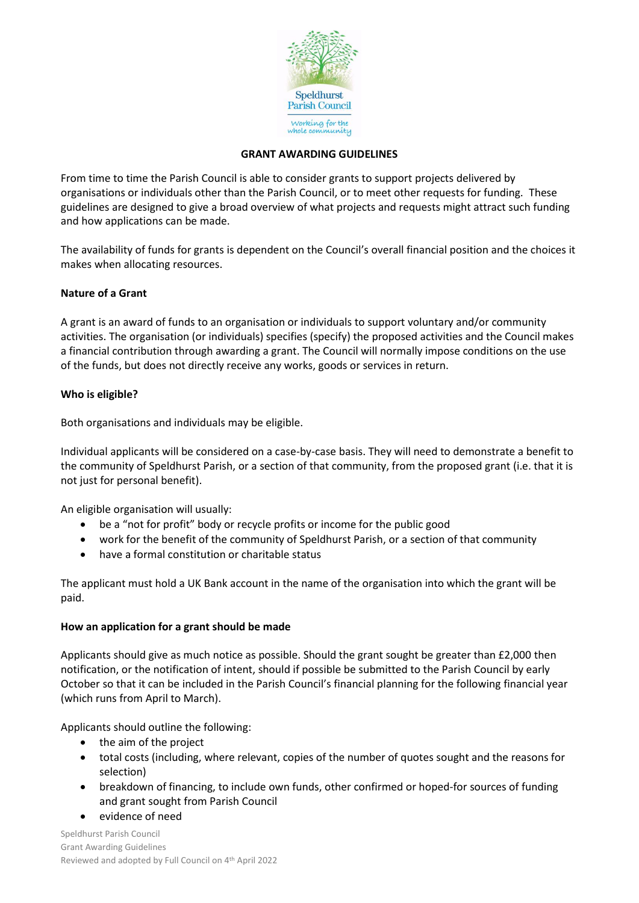# GRANT AWARDING GUIDELINES

From time to time the Parish Council is able to consider grants to support projects delivered by organisations or individuals other than the Parish Council, or to meet other requests for funding. These guidelines are designed to give a broad overview of what projects and requests might attract such funding and how applications can be made.

The availability of funds for grants is dependent on the Council's overall financial position and the choices it makes when allocating resources.

## Nature of a Grant

A grant is an award of funds to an organisation or individuals to support voluntary and/or community activities. The organisation (or individuals) specifies (specify) the proposed activities and the Council makes a financial contribution through awarding a grant. The Council will normally impose conditions on the use of the funds, but does not directly receive any works, goods or services in return.

## Who is eligible?

Both organisations and individuals may be eligible.

Individual applicants will be considered on a case-by-case basis. They will need to demonstrate a benefit to the community of Speldhurst Parish, or a section of that community, from the proposed grant (i.e. that it is not just for personal benefit).

An eligible organisation will usually:

- be a "not for profit" body or recycle profits or income for the public good
- work for the benefit of the community of Speldhurst Parish, or a section of that community
- have a formal constitution or charitable status

The applicant must hold a UK Bank account in the name of the organisation into which the grant will be paid.

## How an application for a grant should be made

Applicants should give as much notice as possible. Should the grant sought be greater than £2,000 then notification, or the notification of intent, should if possible be submitted to the Parish Council by early October so that it can be included in the Parish Council's financial planning for the following financial year (which runs from April to March).

Applicants should outline the following:

- the aim of the project
- total costs (including, where relevant, copies of the number of quotes sought and the reasons for selection)
- breakdown of financing, to include own funds, other confirmed or hoped-for sources of funding and grant sought from Parish Council
- evidence of need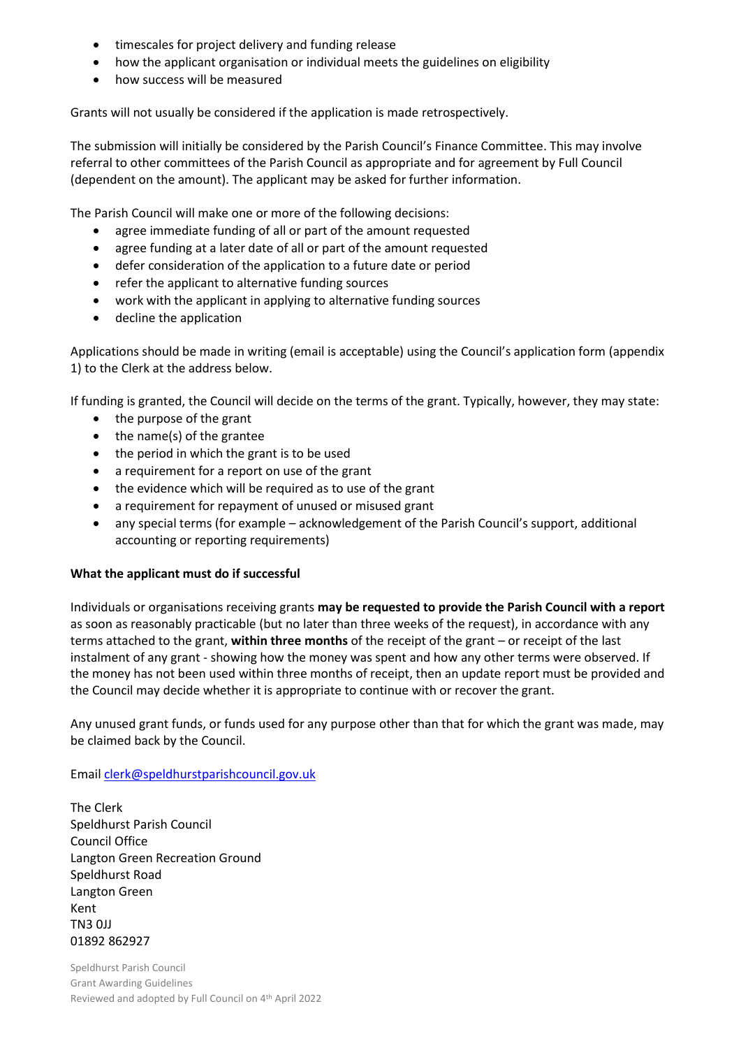- timescales for project delivery and funding release
- how the applicant organisation or individual meets the guidelines on eligibility
- how success will be measured

Grants will not usually be considered if the application is made retrospectively.

The submission will initially be considered by the Parish Council's Finance Committee. This may involve referral to other committees of the Parish Council as appropriate and for agreement by Full Council (dependent on the amount). The applicant may be asked for further information.

The Parish Council will make one or more of the following decisions:

- agree immediate funding of all or part of the amount requested
- agree funding at a later date of all or part of the amount requested
- defer consideration of the application to a future date or period
- refer the applicant to alternative funding sources
- work with the applicant in applying to alternative funding sources
- decline the application

Applications should be made in writing (email is acceptable) using the Council's application form (appendix 1) to the Clerk at the address below.

If funding is granted, the Council will decide on the terms of the grant. Typically, however, they may state:

- the purpose of the grant
- the name(s) of the grantee
- the period in which the grant is to be used
- a requirement for a report on use of the grant
- the evidence which will be required as to use of the grant
- a requirement for repayment of unused or misused grant
- any special terms (for example – acknowledgement of the Parish Council's support, additional accounting or reporting requirements)

**What the applicant must do if successful**

Individuals or organisations receiving grants **may be requested to provide the Parish Council with a report** as soon as reasonably practicable (but no later than three weeks of the request), in accordance with any terms attached to the grant, **within three months** of the receipt of the grant – or receipt of the last instalment of any grant - showing how the money was spent and how any other terms were observed. If the money has not been used within three months of receipt, then an update report must be provided and the Council may decide whether it is appropriate to continue with or recover the grant.

Any unused grant funds, or funds used for any purpose other than that for which the grant was made, may be claimed back by the Council.

Email clerk@speldhurstparishcouncil.gov.uk

The Clerk
Speldhurst Parish Council
Council Office
Langton Green Recreation Ground
Speldhurst Road
Langton Green
Kent
TN3 0JJ
01892 862927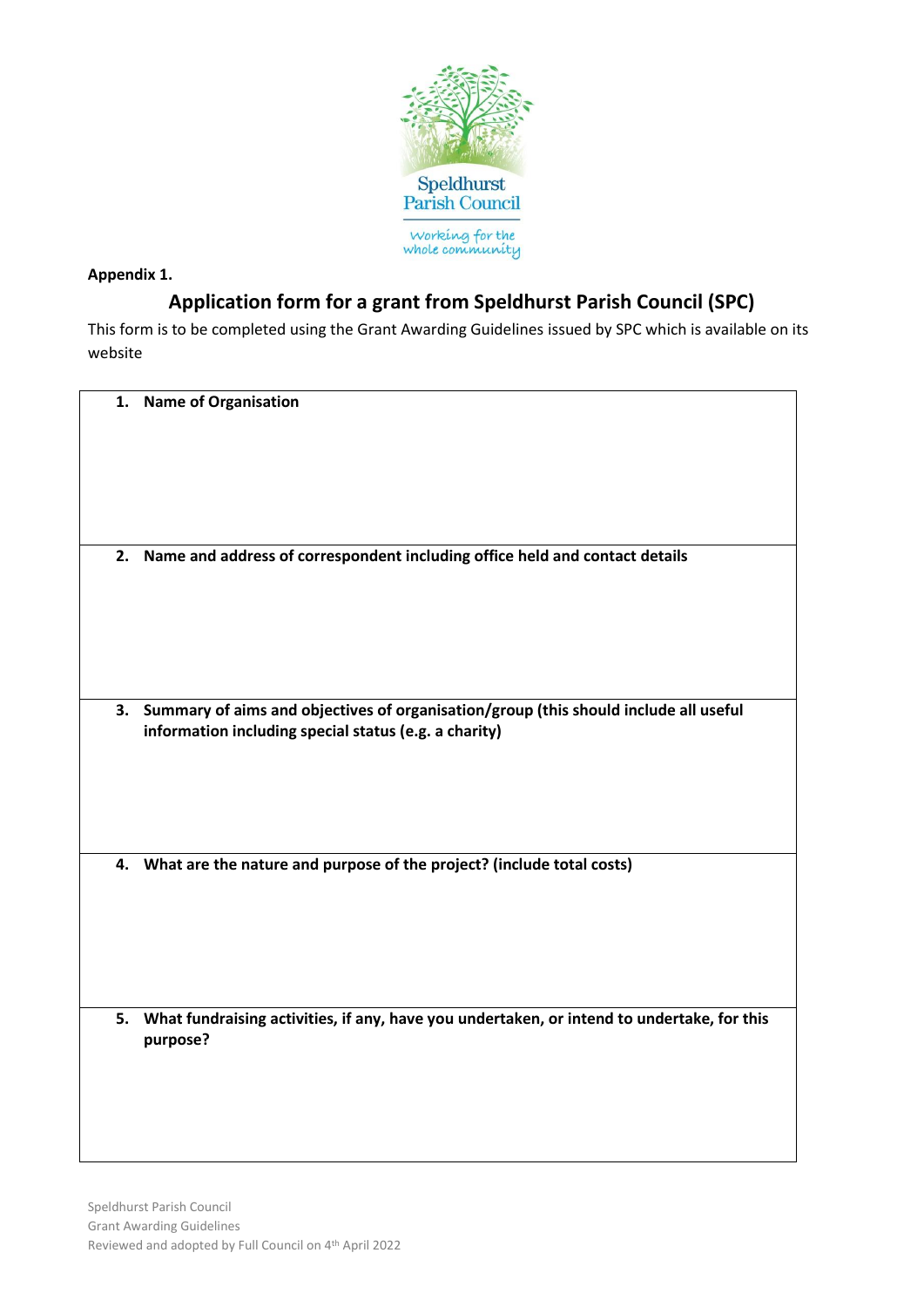Speldhurst Parish Council

*Working for the whole community*

**Appendix 1.**

## Application form for a grant from Speldhurst Parish Council (SPC)

This form is to be completed using the Grant Awarding Guidelines issued by SPC which is available on its website

| |
|---|
| **1. Name of Organisation** |
| **2. Name and address of correspondent including office held and contact details** |
| **3. Summary of aims and objectives of organisation/group (this should include all useful information including special status (e.g. a charity)** |
| **4. What are the nature and purpose of the project? (include total costs)** |
| **5. What fundraising activities, if any, have you undertaken, or intend to undertake, for this purpose?** |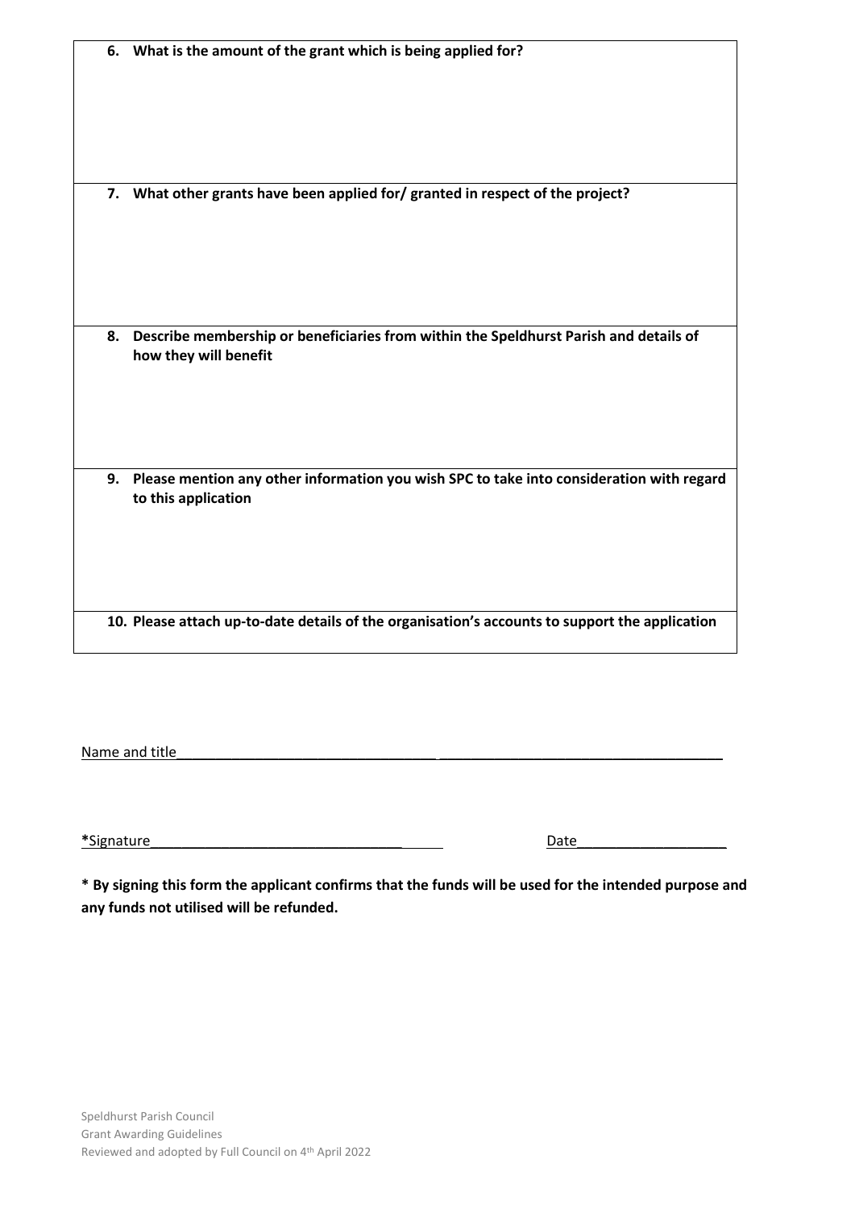6. **What is the amount of the grant which is being applied for?**

7. **What other grants have been applied for/ granted in respect of the project?**

8. **Describe membership or beneficiaries from within the Speldhurst Parish and details of how they will benefit**

9. **Please mention any other information you wish SPC to take into consideration with regard to this application**

10. **Please attach up-to-date details of the organisation's accounts to support the application**

Name and title_________________________________ ___________________________________

**\***Signature________________________________ Date___________________

**\* By signing this form the applicant confirms that the funds will be used for the intended purpose and any funds not utilised will be refunded.**

Speldhurst Parish Council
Grant Awarding Guidelines
Reviewed and adopted by Full Council on 4th April 2022